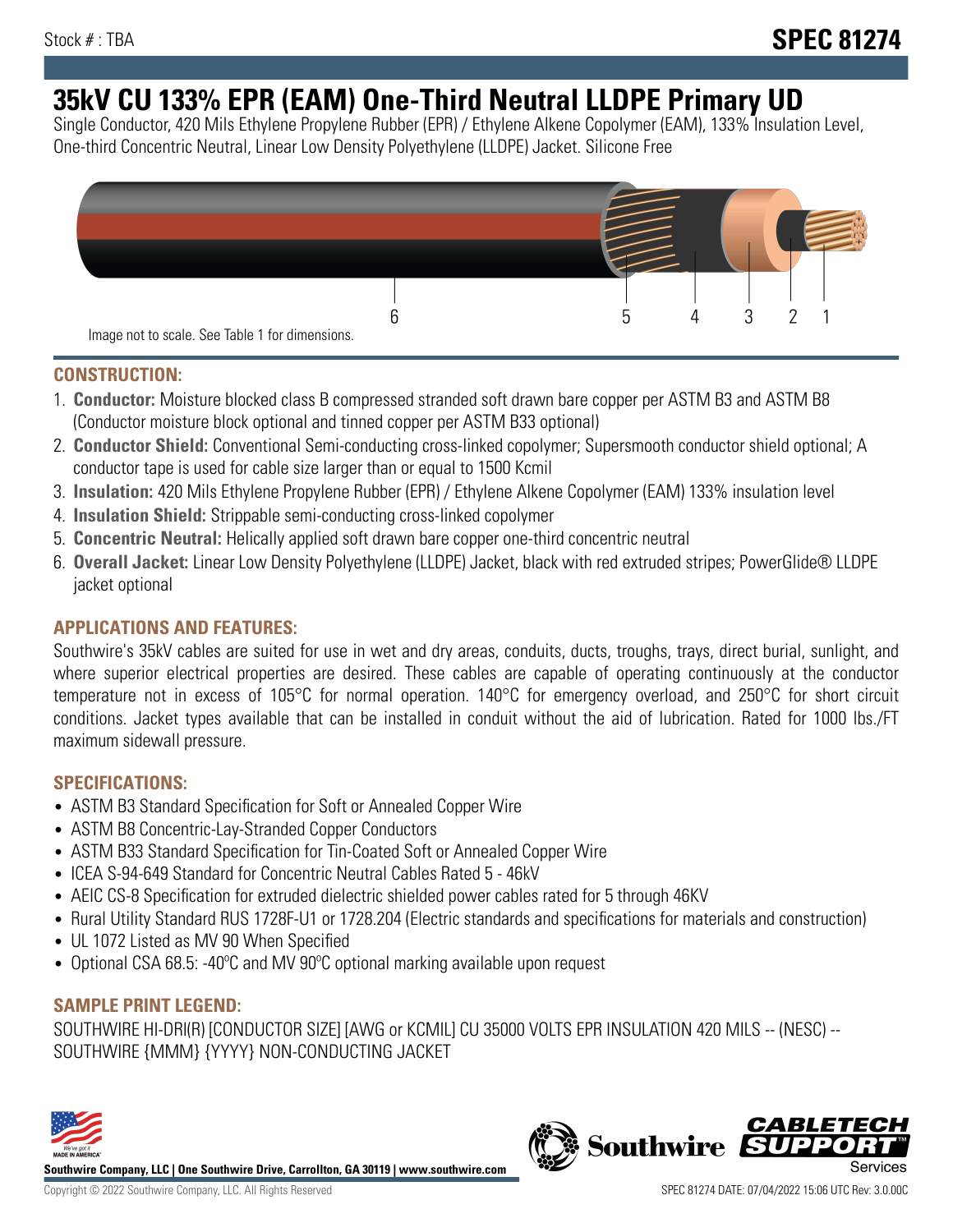Stock # : TBA

# SPEC 81274

# 35kV CU 133% EPR (EAM) One-Third Neutral LLDPE Primary UD

Single Conductor, 420 Mils Ethylene Propylene Rubber (EPR) / Ethylene Alkene Copolymer (EAM), 133% Insulation Level, One-third Concentric Neutral, Linear Low Density Polyethylene (LLDPE) Jacket. Silicone Free

Image not to scale. See Table 1 for dimensions.

## CONSTRUCTION:

1. **Conductor:** Moisture blocked class B compressed stranded soft drawn bare copper per ASTM B3 and ASTM B8 (Conductor moisture block optional and tinned copper per ASTM B33 optional)
2. **Conductor Shield:** Conventional Semi-conducting cross-linked copolymer; Supersmooth conductor shield optional; A conductor tape is used for cable size larger than or equal to 1500 Kcmil
3. **Insulation:** 420 Mils Ethylene Propylene Rubber (EPR) / Ethylene Alkene Copolymer (EAM) 133% insulation level
4. **Insulation Shield:** Strippable semi-conducting cross-linked copolymer
5. **Concentric Neutral:** Helically applied soft drawn bare copper one-third concentric neutral
6. **Overall Jacket:** Linear Low Density Polyethylene (LLDPE) Jacket, black with red extruded stripes; PowerGlide® LLDPE jacket optional

## APPLICATIONS AND FEATURES:

Southwire's 35kV cables are suited for use in wet and dry areas, conduits, ducts, troughs, trays, direct burial, sunlight, and where superior electrical properties are desired. These cables are capable of operating continuously at the conductor temperature not in excess of 105°C for normal operation. 140°C for emergency overload, and 250°C for short circuit conditions. Jacket types available that can be installed in conduit without the aid of lubrication. Rated for 1000 lbs./FT maximum sidewall pressure.

## SPECIFICATIONS:

- ASTM B3 Standard Specification for Soft or Annealed Copper Wire
- ASTM B8 Concentric-Lay-Stranded Copper Conductors
- ASTM B33 Standard Specification for Tin-Coated Soft or Annealed Copper Wire
- ICEA S-94-649 Standard for Concentric Neutral Cables Rated 5 - 46kV
- AEIC CS-8 Specification for extruded dielectric shielded power cables rated for 5 through 46KV
- Rural Utility Standard RUS 1728F-U1 or 1728.204 (Electric standards and specifications for materials and construction)
- UL 1072 Listed as MV 90 When Specified
- Optional CSA 68.5: -40ºC and MV 90ºC optional marking available upon request

## SAMPLE PRINT LEGEND:

SOUTHWIRE HI-DRI(R) [CONDUCTOR SIZE] [AWG or KCMIL] CU 35000 VOLTS EPR INSULATION 420 MILS -- (NESC) -- SOUTHWIRE {MMM} {YYYY} NON-CONDUCTING JACKET

**Southwire Company, LLC | One Southwire Drive, Carrollton, GA 30119 | www.southwire.com**

Copyright © 2022 Southwire Company, LLC. All Rights Reserved

SPEC 81274 DATE: 07/04/2022 15:06 UTC Rev: 3.0.00C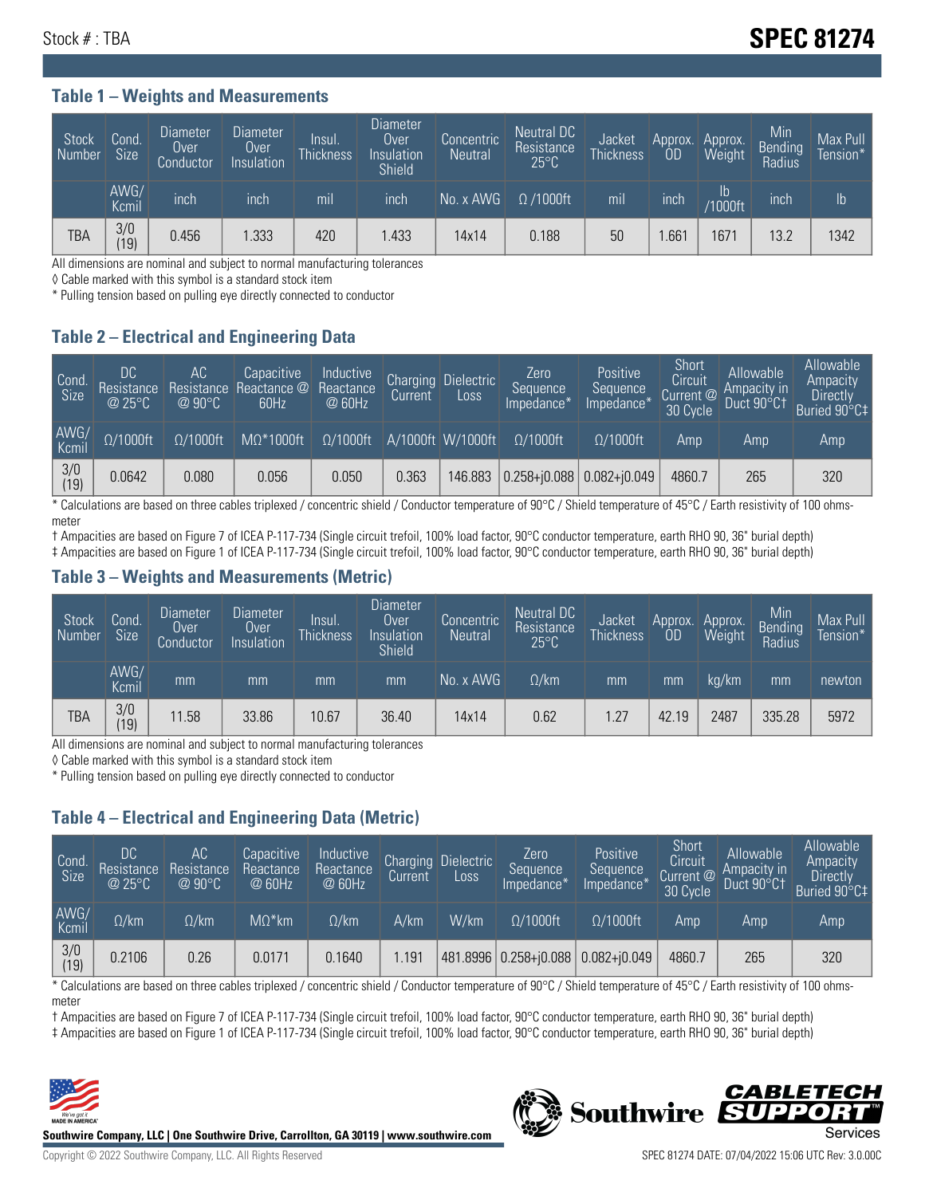Stock # : TBA

# SPEC 81274

## Table 1 – Weights and Measurements

| Stock Number | Cond. Size | Diameter Over Conductor | Diameter Over Insulation | Insul. Thickness | Diameter Over Insulation Shield | Concentric Neutral | Neutral DC Resistance 25°C | Jacket Thickness | Approx. OD | Approx. Weight | Min Bending Radius | Max Pull Tension* |
|---|---|---|---|---|---|---|---|---|---|---|---|---|
| | AWG/ Kcmil | inch | inch | mil | inch | No. x AWG | Ω /1000ft | mil | inch | lb /1000ft | inch | lb |
| TBA | 3/0 (19) | 0.456 | 1.333 | 420 | 1.433 | 14x14 | 0.188 | 50 | 1.661 | 1671 | 13.2 | 1342 |

All dimensions are nominal and subject to normal manufacturing tolerances

◊ Cable marked with this symbol is a standard stock item

* Pulling tension based on pulling eye directly connected to conductor

## Table 2 – Electrical and Engineering Data

| Cond. Size | DC Resistance @ 25°C | AC Resistance @ 90°C | Capacitive Reactance @ 60Hz | Inductive Reactance @ 60Hz | Charging Current | Dielectric Loss | Zero Sequence Impedance* | Positive Sequence Impedance* | Short Circuit Current @ 30 Cycle | Allowable Ampacity in Duct 90°C† | Allowable Ampacity Directly Buried 90°C‡ |
|---|---|---|---|---|---|---|---|---|---|---|---|
| AWG/ Kcmil | Ω/1000ft | Ω/1000ft | MΩ*1000ft | Ω/1000ft | A/1000ft | W/1000ft | Ω/1000ft | Ω/1000ft | Amp | Amp | Amp |
| 3/0 (19) | 0.0642 | 0.080 | 0.056 | 0.050 | 0.363 | 146.883 | 0.258+j0.088 | 0.082+j0.049 | 4860.7 | 265 | 320 |

* Calculations are based on three cables triplexed / concentric shield / Conductor temperature of 90°C / Shield temperature of 45°C / Earth resistivity of 100 ohms-meter

† Ampacities are based on Figure 7 of ICEA P-117-734 (Single circuit trefoil, 100% load factor, 90°C conductor temperature, earth RHO 90, 36" burial depth)

‡ Ampacities are based on Figure 1 of ICEA P-117-734 (Single circuit trefoil, 100% load factor, 90°C conductor temperature, earth RHO 90, 36" burial depth)

## Table 3 – Weights and Measurements (Metric)

| Stock Number | Cond. Size | Diameter Over Conductor | Diameter Over Insulation | Insul. Thickness | Diameter Over Insulation Shield | Concentric Neutral | Neutral DC Resistance 25°C | Jacket Thickness | Approx. OD | Approx. Weight | Min Bending Radius | Max Pull Tension* |
|---|---|---|---|---|---|---|---|---|---|---|---|---|
| | AWG/ Kcmil | mm | mm | mm | mm | No. x AWG | Ω/km | mm | mm | kg/km | mm | newton |
| TBA | 3/0 (19) | 11.58 | 33.86 | 10.67 | 36.40 | 14x14 | 0.62 | 1.27 | 42.19 | 2487 | 335.28 | 5972 |

All dimensions are nominal and subject to normal manufacturing tolerances

◊ Cable marked with this symbol is a standard stock item

* Pulling tension based on pulling eye directly connected to conductor

## Table 4 – Electrical and Engineering Data (Metric)

| Cond. Size | DC Resistance @ 25°C | AC Resistance @ 90°C | Capacitive Reactance @ 60Hz | Inductive Reactance @ 60Hz | Charging Current | Dielectric Loss | Zero Sequence Impedance* | Positive Sequence Impedance* | Short Circuit Current @ 30 Cycle | Allowable Ampacity in Duct 90°C† | Allowable Ampacity Directly Buried 90°C‡ |
|---|---|---|---|---|---|---|---|---|---|---|---|
| AWG/ Kcmil | Ω/km | Ω/km | MΩ*km | Ω/km | A/km | W/km | Ω/1000ft | Ω/1000ft | Amp | Amp | Amp |
| 3/0 (19) | 0.2106 | 0.26 | 0.0171 | 0.1640 | 1.191 | 481.8996 | 0.258+j0.088 | 0.082+j0.049 | 4860.7 | 265 | 320 |

* Calculations are based on three cables triplexed / concentric shield / Conductor temperature of 90°C / Shield temperature of 45°C / Earth resistivity of 100 ohms-meter

† Ampacities are based on Figure 7 of ICEA P-117-734 (Single circuit trefoil, 100% load factor, 90°C conductor temperature, earth RHO 90, 36" burial depth)

‡ Ampacities are based on Figure 1 of ICEA P-117-734 (Single circuit trefoil, 100% load factor, 90°C conductor temperature, earth RHO 90, 36" burial depth)

Southwire Company, LLC | One Southwire Drive, Carrollton, GA 30119 | www.southwire.com

Copyright © 2022 Southwire Company, LLC. All Rights Reserved

SPEC 81274 DATE: 07/04/2022 15:06 UTC Rev: 3.0.00C